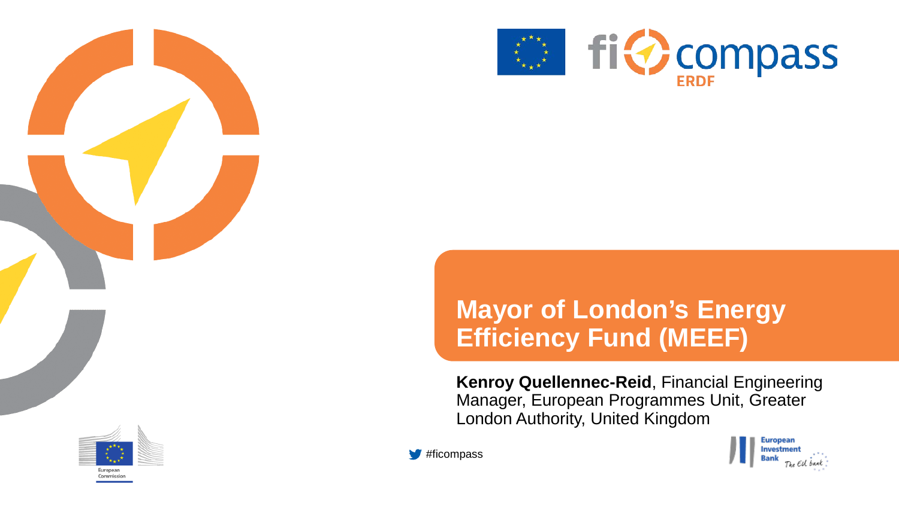fi compass ERDF

# Mayor of London's Energy Efficiency Fund (MEEF)

**Kenroy Quellennec-Reid**, Financial Engineering Manager, European Programmes Unit, Greater London Authority, United Kingdom

#ficompass

European Commission

European Investment Bank The EU bank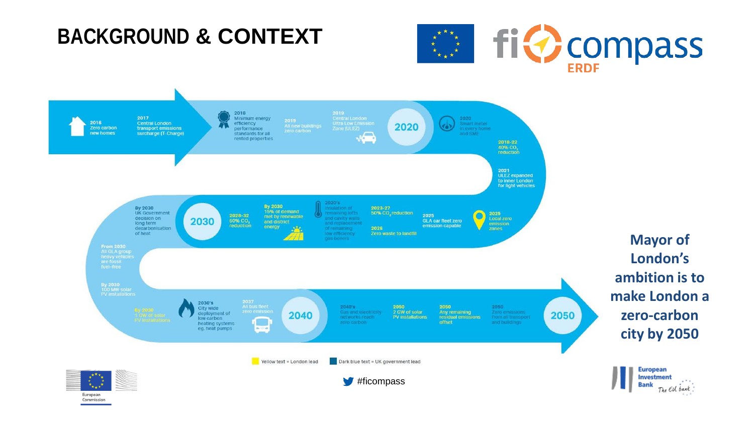# BACKGROUND & CONTEXT

- **2016** Zero carbon new homes
- **2017** Central London transport emissions surcharge (T-Charge)
- **2018** Minimum energy efficiency performance standards for all rented properties
- **2019** All new buildings zero carbon
- **2019** Central London Ultra Low Emission Zone (ULEZ)
- **2020**
- **2020** Smart meter in every home and SME
- **2018-22** 40% $CO_2$ reduction
- **2021** ULEZ expanded to inner London for light vehicles
- **2025** Local zero emission zones
- **2025** GLA car fleet zero emission capable
- **2023-27** 50% $CO_2$ reduction
- **2026** Zero waste to landfill
- **2020's** Insulation of remaining lofts and cavity walls and replacement of remaining low efficiency gas boilers
- **By 2030** 15% of demand met by renewable and district energy
- **2028-32** 60% $CO_2$ reduction
- **2030**
- **By 2030** UK Government decision on long term decarbonisation of heat
- **From 2030** All GLA group heavy vehicles are fossil fuel-free
- **By 2030** 100 MW solar PV installations
- **By 2030** 1 GW of solar PV installations
- **2030's** City wide deployment of low carbon heating systems eg. heat pumps
- **2037** All bus fleet zero emission
- **2040**
- **2040's** Gas and electricity networks reach zero carbon
- **2050** 2 GW of solar PV installations
- **2050** Any remaining residual emissions offset
- **2050** Zero emissions from all transport and buildings
- **2050**

Yellow text = London lead | Dark blue text = UK government lead

**Mayor of London's ambition is to make London a zero-carbon city by 2050**

#ficompass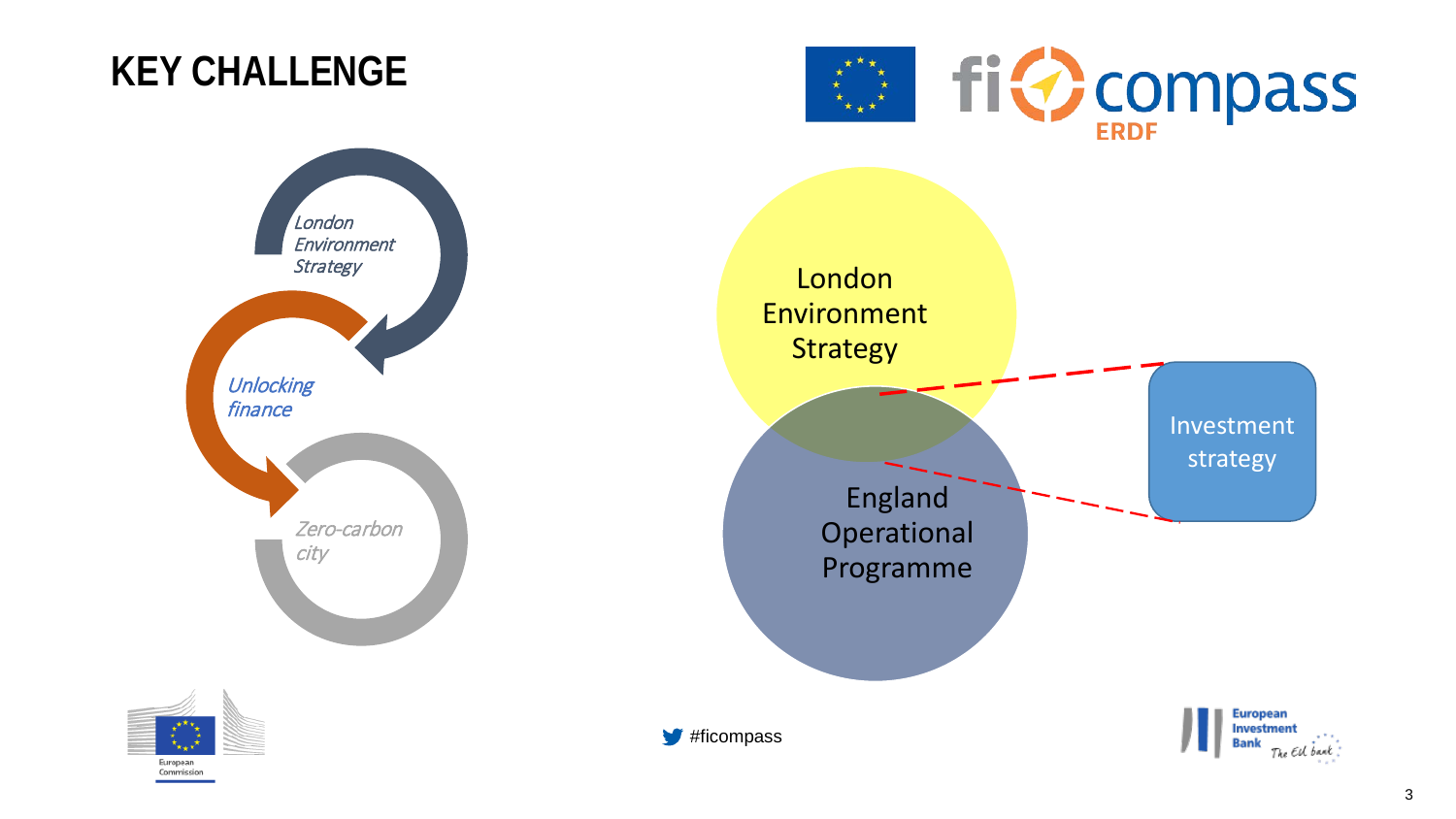# KEY CHALLENGE

*London Environment Strategy*

*Unlocking finance*

*Zero-carbon city*

London Environment Strategy

England Operational Programme

Investment strategy

#ficompass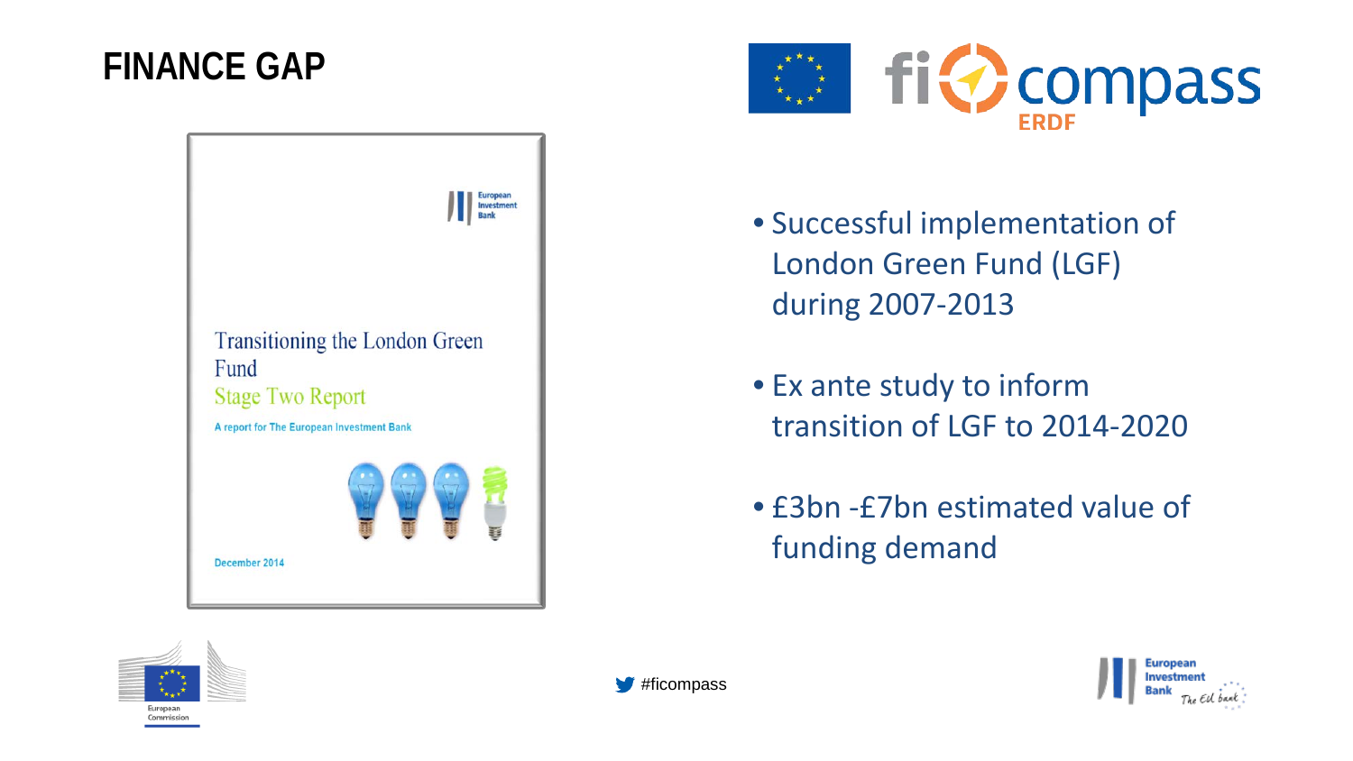# FINANCE GAP

- Successful implementation of London Green Fund (LGF) during 2007-2013
- Ex ante study to inform transition of LGF to 2014-2020
- £3bn -£7bn estimated value of funding demand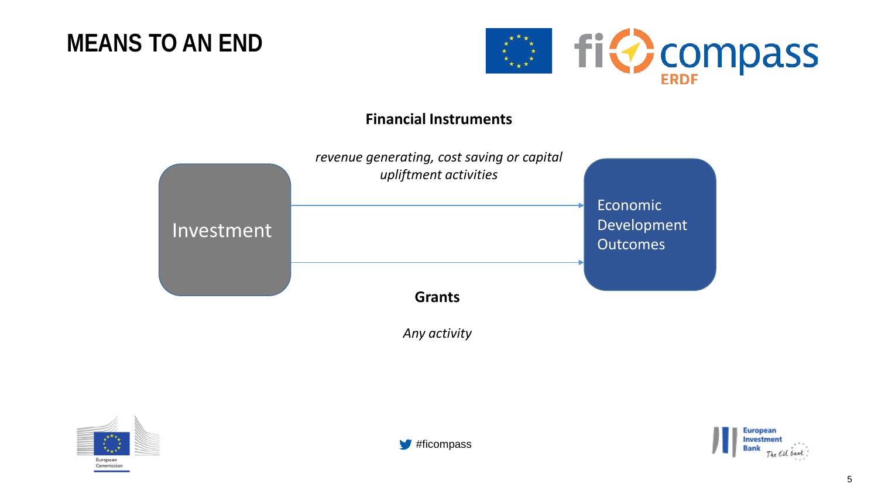# MEANS TO AN END

**Financial Instruments**

*revenue generating, cost saving or capital upliftment activities*

Investment → Economic Development Outcomes

**Grants**

*Any activity*

#ficompass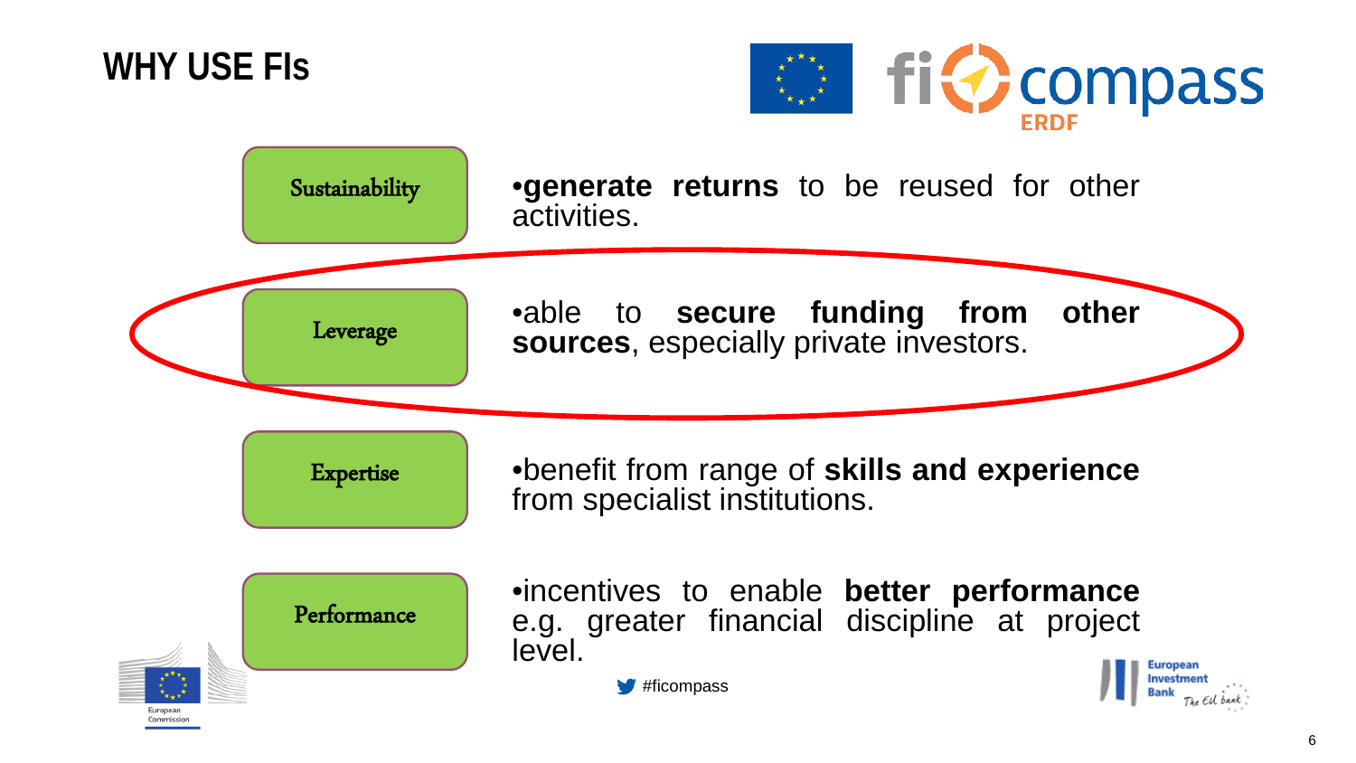# WHY USE FIs

| | |
|---|---|
| Sustainability | •**generate returns** to be reused for other activities. |
| Leverage | •able to **secure funding from other sources**, especially private investors. |
| Expertise | •benefit from range of **skills and experience** from specialist institutions. |
| Performance | •incentives to enable **better performance** e.g. greater financial discipline at project level. |

#ficompass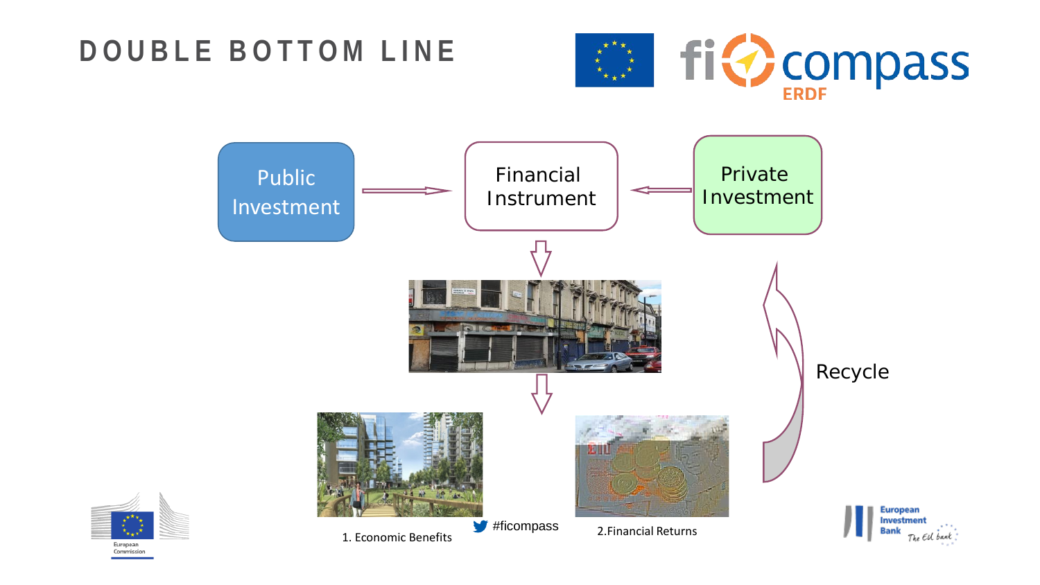# DOUBLE BOTTOM LINE

Public Investment → Financial Instrument ← Private Investment

Recycle

1. Economic Benefits

2.Financial Returns

#ficompass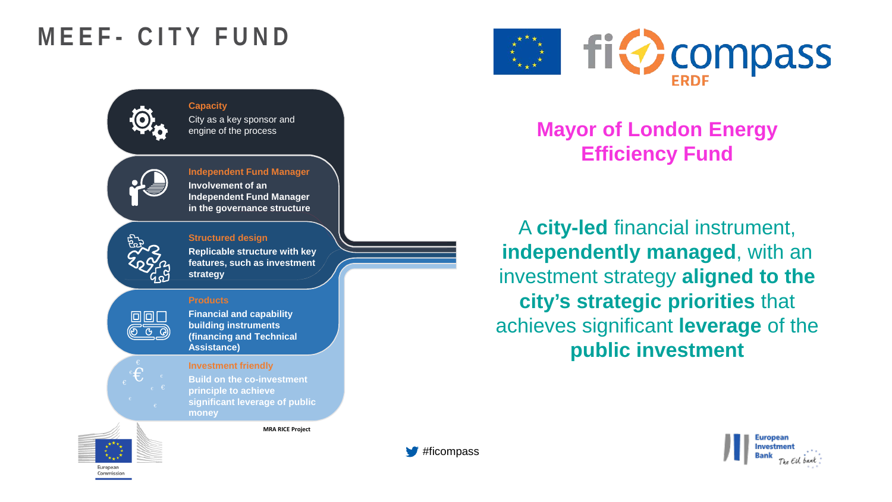# MEEF- CITY FUND

**Capacity**
City as a key sponsor and engine of the process

**Independent Fund Manager**
**Involvement of an Independent Fund Manager in the governance structure**

**Structured design**
**Replicable structure with key features, such as investment strategy**

**Products**
**Financial and capability building instruments (financing and Technical Assistance)**

**Investment friendly**
**Build on the co-investment principle to achieve significant leverage of public money**

MRA RICE Project

## Mayor of London Energy Efficiency Fund

A **city-led** financial instrument, **independently managed**, with an investment strategy **aligned to the city's strategic priorities** that achieves significant **leverage** of the **public investment**

#ficompass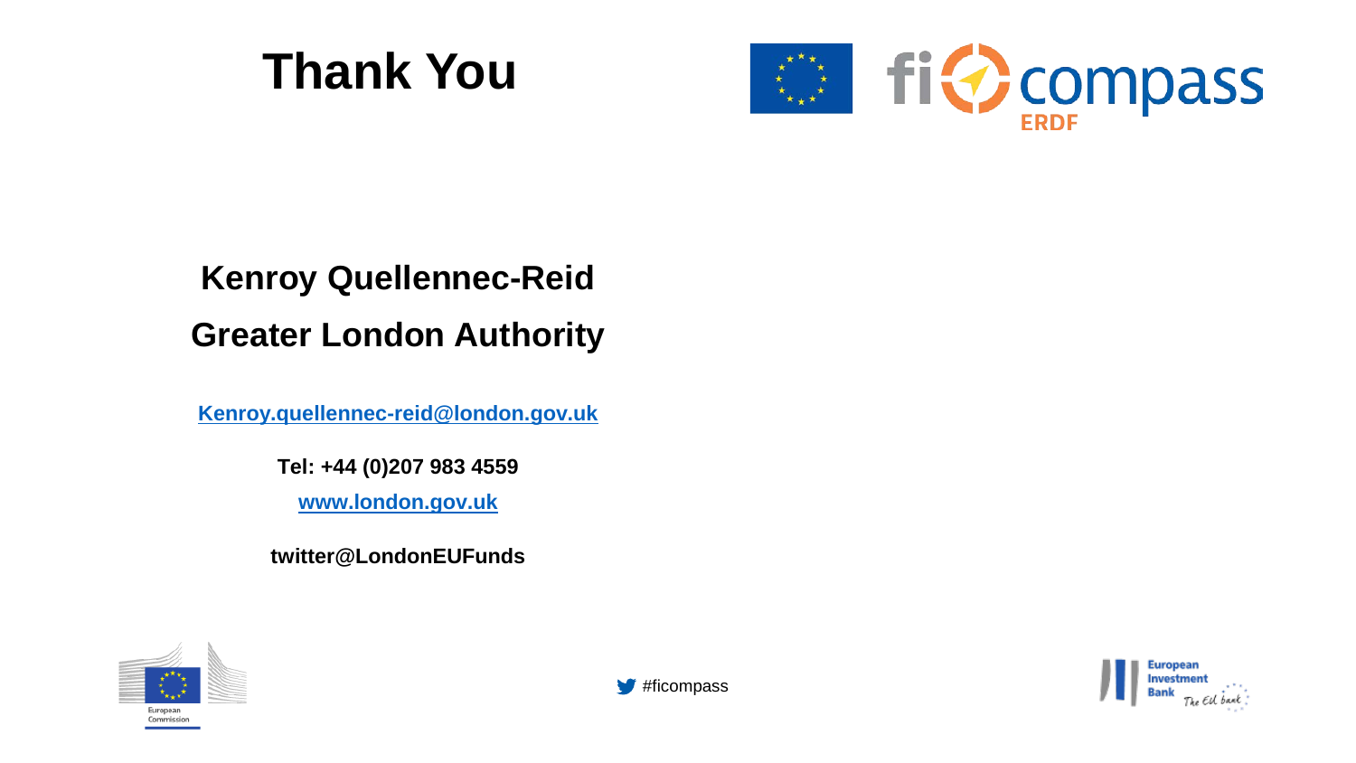# Thank You

**Kenroy Quellennec-Reid**

**Greater London Authority**

**Kenroy.quellennec-reid@london.gov.uk**

**Tel: +44 (0)207 983 4559**

**www.london.gov.uk**

**twitter@LondonEUFunds**

#ficompass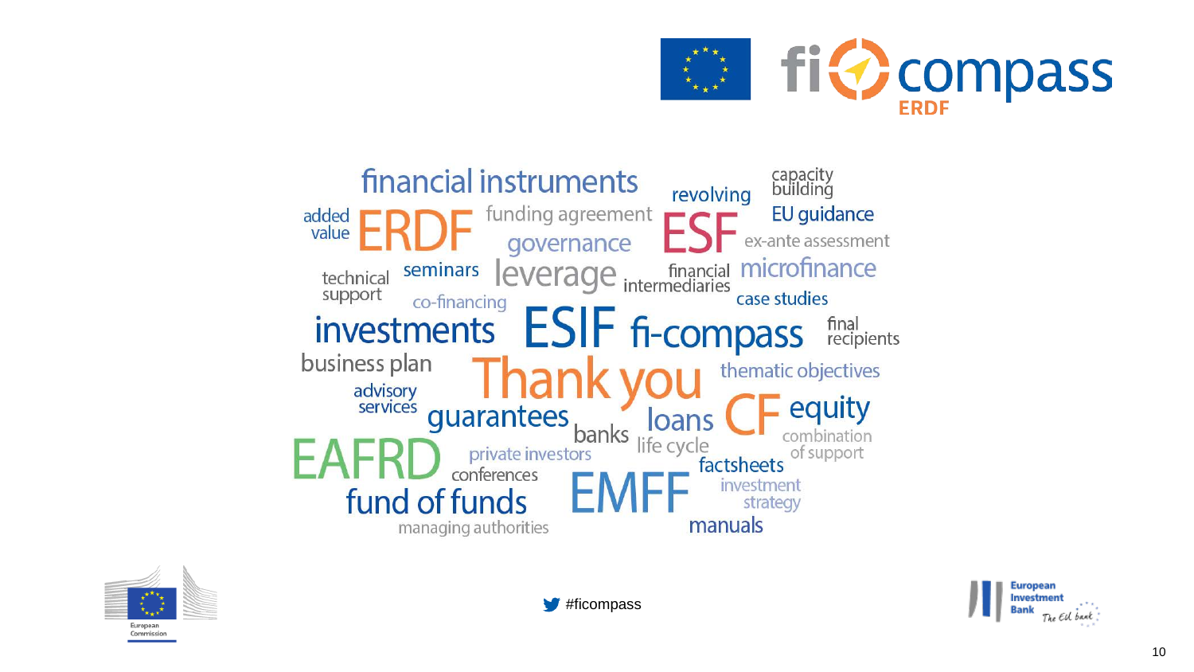fi compass ERDF

financial instruments
revolving
capacity building
added value
ERDF
funding agreement
ESF
EU guidance
governance
ex-ante assessment
technical support
seminars
leverage
financial intermediaries
microfinance
co-financing
case studies
investments
ESIF
fi-compass
final recipients
business plan
Thank you
thematic objectives
advisory services
guarantees
banks
loans
CF
equity
EAFRD
life cycle
combination of support
private investors
factsheets
conferences
EMFF
investment strategy
fund of funds
managing authorities
manuals

#ficompass